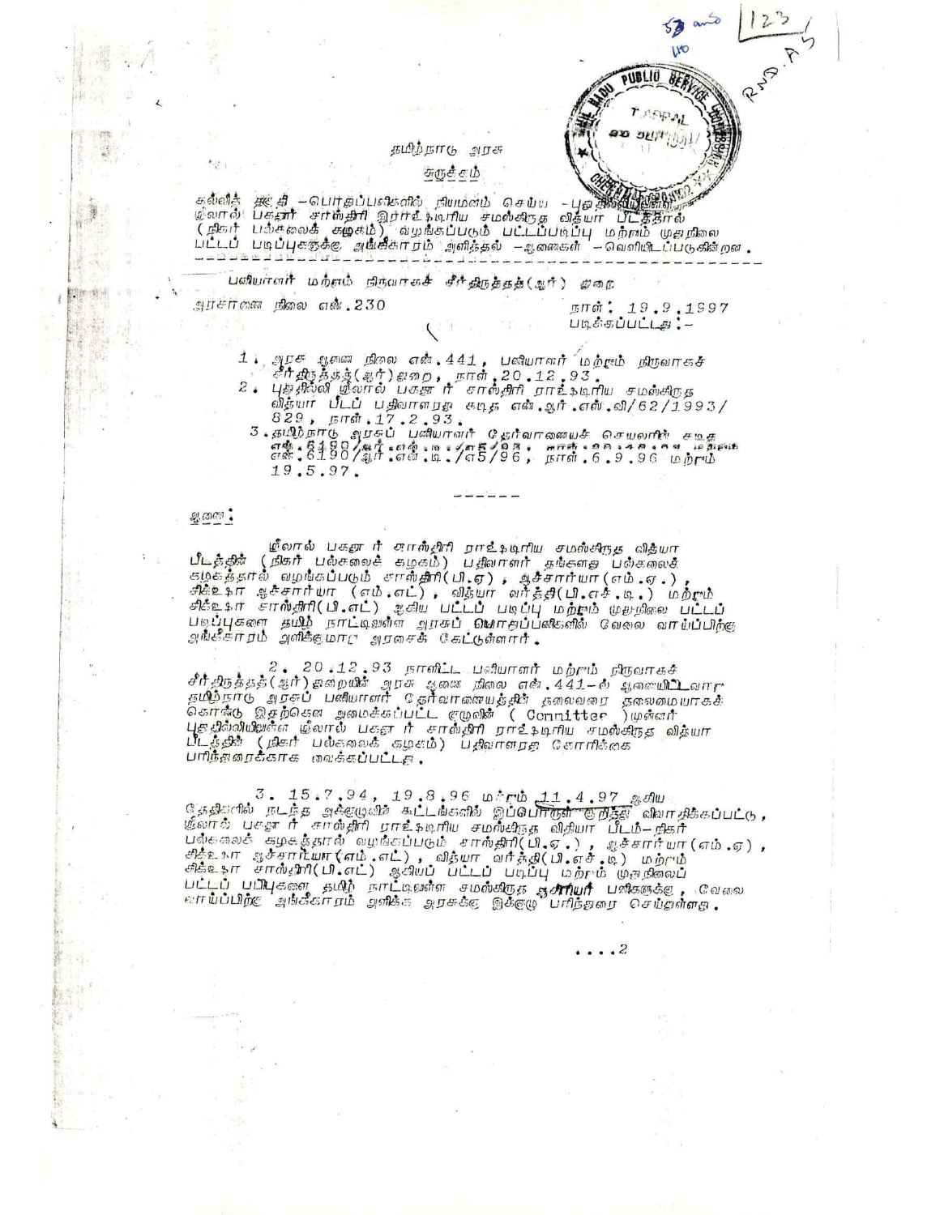தமிழ்நாடு அரசு

சுருக்கம்

கல்வித் தகுதி – பொதுப்பணிகளில் நியமனம் செய்ய – புதுதில்லி ஸ்ரீலால் பகதூர் சாஸ்திரி இராஷ்டிரிய சமஸ்கிருத வித்யா பீடத்தால் (நிகர் பல்கலைக் கழகம்) வழங்கப்படும் பட்டப்படிப்பு மற்றும் முதுநிலை பட்டப் படிப்புகளுக்கு அங்கீகாரம் அளித்தல் – ஆணைகள் – வெளியிடப்படுகின்றன.

---

பணியாளர் மற்றும் நிருவாகச் சீர்திருத்த(ஆர்) துறை

அரசாணை நிலை எண்.230 நாள்: 19.9.1997

படிக்கப்பட்டது:-

1. அரசு ஆணை நிலை எண்.441, பணியாளர் மற்றும் நிருவாகச் சீர்திருத்த(ஆர்)துறை, நாள்.20.12.93.
2. புதுதில்லி ஸ்ரீலால் பகதூர் சாஸ்திரி ராஷ்டிரிய சமஸ்கிருத வித்யா பீடப் பதிவாளரது கடித எண்.ஆர்.எஸ்.வி/62/1993/829, நாள்.17.2.93.
3. தமிழ்நாடு அரசுப் பணியாளர் தேர்வாணையச் செயலரின் கடித எண்.6190/ஆர்.என்.டி./எ5/96, நாள்.6.9.96 மற்றும் 19.5.97.

------

ஆணை:

ஸ்ரீலால் பகதூர் சாஸ்திரி ராஷ்டிரிய சமஸ்கிருத வித்யா பீடத்தின் (நிகர் பல்கலைக் கழகம்) பதிவாளர் தங்களது பல்கலைக் கழகத்தால் வழங்கப்படும் சாஸ்திரி(பி.ஏ), ஆச்சார்யா (எம்.ஏ.), சிக்ஷா ஆச்சார்யா (எம்.எட்), வித்யா வர்த்தி(பி.எச்.டி.) மற்றும் சிக்ஷா சாஸ்திரி(பி.எட்) ஆகிய பட்டப் படிப்பு மற்றும் முதுநிலை பட்டப் படிப்புகளை தமிழ் நாட்டிலுள்ள அரசுப் பொதுப்பணிகளில் வேலை வாய்ப்பிற்கு அங்கீகாரம் அளிக்குமாறு அரசைக் கேட்டுள்ளார்.

2. 20.12.93 நாளிட்ட பணியாளர் மற்றும் நிருவாகச் சீர்திருத்த(ஆர்)துறையின் அரசு ஆணை நிலை எண்.441–ல் ஆணையிட்டவாறு தமிழ்நாடு அரசுப் பணியாளர் தேர்வாணையத்தின் தலைவரை தலைமையாகக் கொண்டு இதற்கென அமைக்கப்பட்ட குழுவின் (Committee) முன்னர் புதுதில்லியிலுள்ள ஸ்ரீலால் பகதூர் சாஸ்திரி ராஷ்டிரிய சமஸ்கிருத வித்யா பீடத்தின் (நிகர் பல்கலைக் கழகம்) பதிவாளரது கோரிக்கை பரிந்துரைக்காக வைக்கப்பட்டது.

3. 15.7.94, 19.8.96 மற்றும் 11.4.97 ஆகிய தேதிகளில் நடந்த அக்குழுவின் கூட்டங்களில் இப்பொருள் குறித்து விவாதிக்கப்பட்டு, ஸ்ரீலால் பகதூர் சாஸ்திரி ராஷ்டிரிய சமஸ்கிருத வித்யா பீடம்–நிகர் பல்கலைக் கழகத்தால் வழங்கப்படும் சாஸ்திரி(பி.ஏ.), ஆச்சார்யா(எம்.ஏ), சிக்ஷா ஆச்சார்யா(எம்.எட்), வித்யா வர்த்தி(பி.எச்.டி) மற்றும் சிக்ஷா சாஸ்திரி(பி.எட்) ஆகியப் பட்டப் படிப்பு மற்றும் முதுநிலைப் பட்டப் படிப்புகளை தமிழ் நாட்டிலுள்ள சமஸ்கிருத ஆசிரியர் பணிகளுக்கு, வேலை வாய்ப்பிற்கு அங்கீகாரம் அளிக்க அரசுக்கு இக்குழு பரிந்துரை செய்துள்ளது.

....2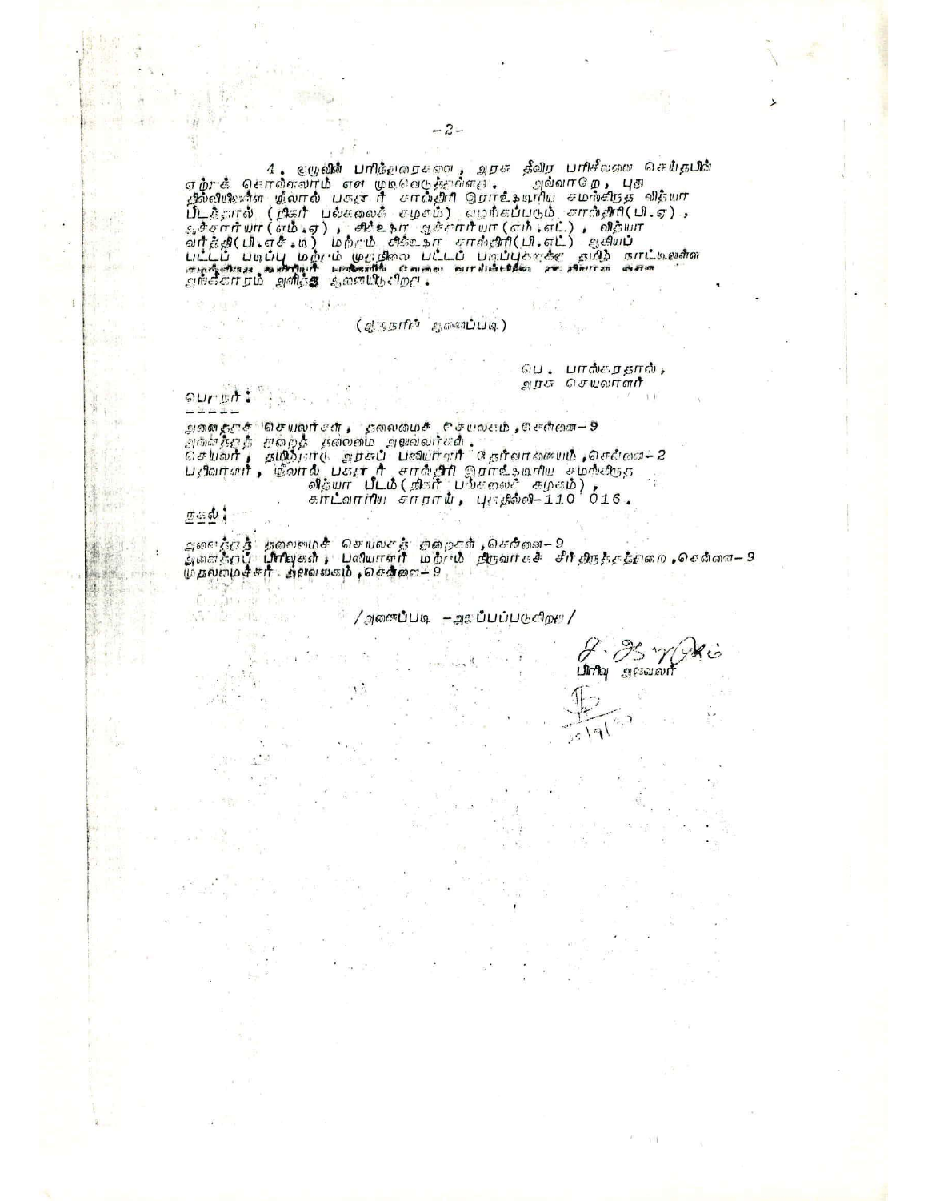4. குழுவின் பரிந்துரைகளை, அரசு தீவிர பரிசீலனை செய்தபின் ஏற்றுக் கொள்ளலாம் என முடிவெடுத்துள்ளது. அவ்வாறே, புது தில்லியிலுள்ள ஸ்ரீலால் பகதூர் சாஸ்திரி இராஷ்டிரிய சமஸ்கிருத வித்யா பீடத்தால் (நிகர் பல்கலைக் கழகம்) வழங்கப்படும் சாஸ்திரி(பி.ஏ), ஆச்சார்யா(எம்.ஏ), சிக்ஷா ஆச்சார்யா(எம்.எட்), வித்யா வரித்தி(பி.எச்.டி) மற்றும் சிக்ஷா சாஸ்திரி(பி.எட்) ஆகியப் பட்டப் படிப்பு மற்றும் முதுநிலை பட்டப் படிப்புகளுக்கு தமிழ் நாட்டிலுள்ள பல்கலைக்கழகங்கள் வழங்கும் பட்டங்களுக்கு இணையானவை என அங்கீகாரம் அளித்து ஆணையிடுகிறது.

(ஆளுநரின் ஆணைப்படி)

பெ. பாஸ்கரதாஸ்,
அரசு செயலாளர்

பெறுநர்:

அனைத்துச் செயலர்கள், தலைமைச் செயலகம், சென்னை-9
அனைத்துத் துறைத் தலைமை அலுவலர்கள்.
செயலர், தமிழ்நாடு அரசுப் பணியாளர் தேர்வாணையம், சென்னை-2
பதிவாளர், ஸ்ரீலால் பகதூர் சாஸ்திரி இராஷ்டிரிய சமஸ்கிருத வித்யா பீடம்(நிகர் பல்கலைக் கழகம்), கட்வாரியா சாராய், புதுதில்லி-110 016.

நகல்:

அனைத்துத் தலைமைச் செயலகத் துறைகள், சென்னை-9
அனைத்துப் பிரிவுகள், பணியாளர் மற்றும் நிருவாகச் சீர்திருத்தத்துறை, சென்னை-9
முதலமைச்சர் அலுவலகம், சென்னை-9

/ஆணைப்படி -அனுப்பப்படுகிறது/

பிரிவு அலுவலர்